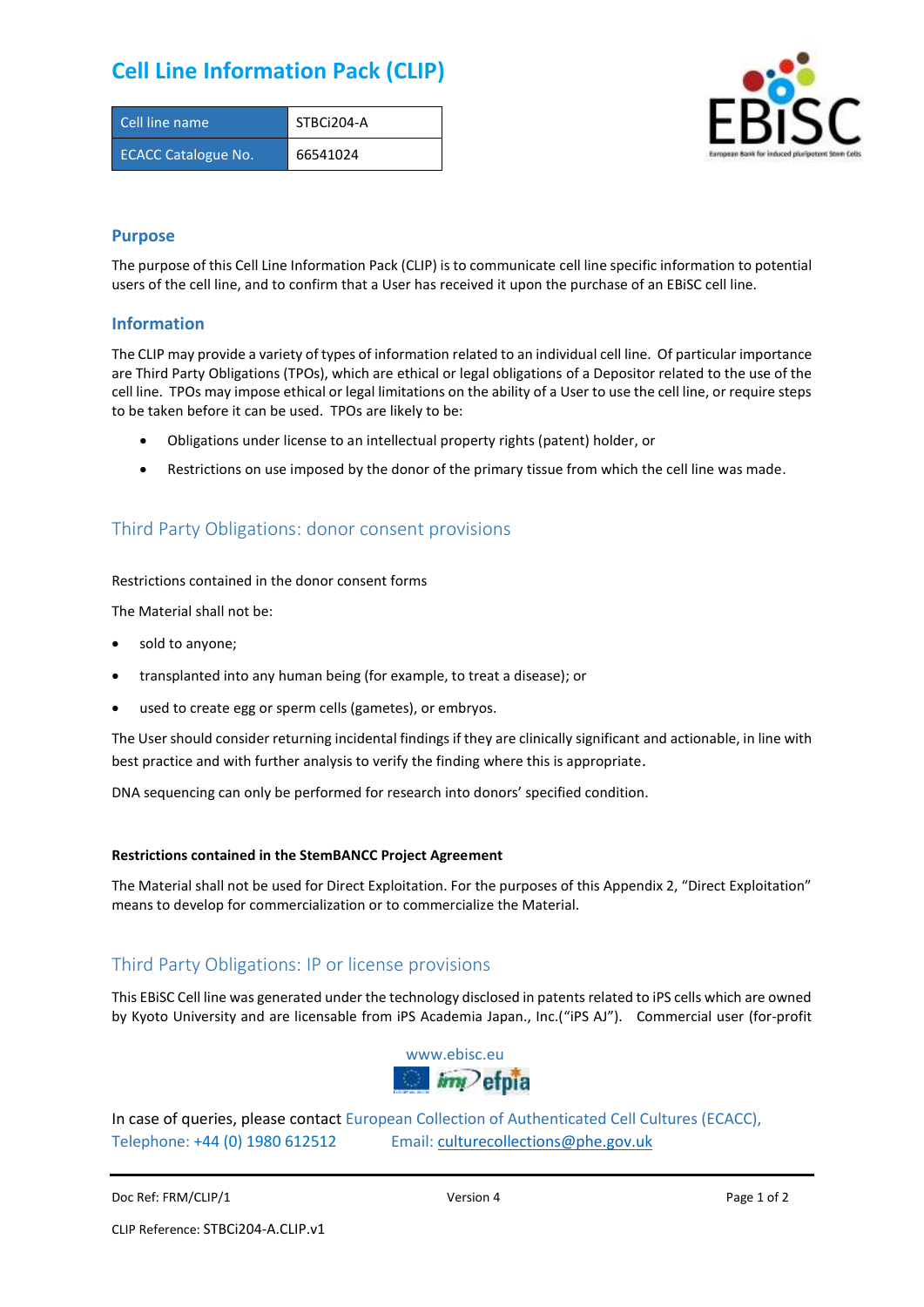# Cell Line Information Pack (CLIP)

| Cell line name | STBCi204-A |
|---|---|
| ECACC Catalogue No. | 66541024 |

## Purpose

The purpose of this Cell Line Information Pack (CLIP) is to communicate cell line specific information to potential users of the cell line, and to confirm that a User has received it upon the purchase of an EBiSC cell line.

## Information

The CLIP may provide a variety of types of information related to an individual cell line. Of particular importance are Third Party Obligations (TPOs), which are ethical or legal obligations of a Depositor related to the use of the cell line. TPOs may impose ethical or legal limitations on the ability of a User to use the cell line, or require steps to be taken before it can be used. TPOs are likely to be:

- Obligations under license to an intellectual property rights (patent) holder, or
- Restrictions on use imposed by the donor of the primary tissue from which the cell line was made.

## Third Party Obligations: donor consent provisions

Restrictions contained in the donor consent forms

The Material shall not be:

- sold to anyone;
- transplanted into any human being (for example, to treat a disease); or
- used to create egg or sperm cells (gametes), or embryos.

The User should consider returning incidental findings if they are clinically significant and actionable, in line with best practice and with further analysis to verify the finding where this is appropriate.

DNA sequencing can only be performed for research into donors' specified condition.

**Restrictions contained in the StemBANCC Project Agreement**

The Material shall not be used for Direct Exploitation. For the purposes of this Appendix 2, "Direct Exploitation" means to develop for commercialization or to commercialize the Material.

## Third Party Obligations: IP or license provisions

This EBiSC Cell line was generated under the technology disclosed in patents related to iPS cells which are owned by Kyoto University and are licensable from iPS Academia Japan., Inc.("iPS AJ"). Commercial user (for-profit

www.ebisc.eu

In case of queries, please contact European Collection of Authenticated Cell Cultures (ECACC), Telephone: +44 (0) 1980 612512 Email: culturecollections@phe.gov.uk

Doc Ref: FRM/CLIP/1 Version 4

CLIP Reference: STBCi204-A.CLIP.v1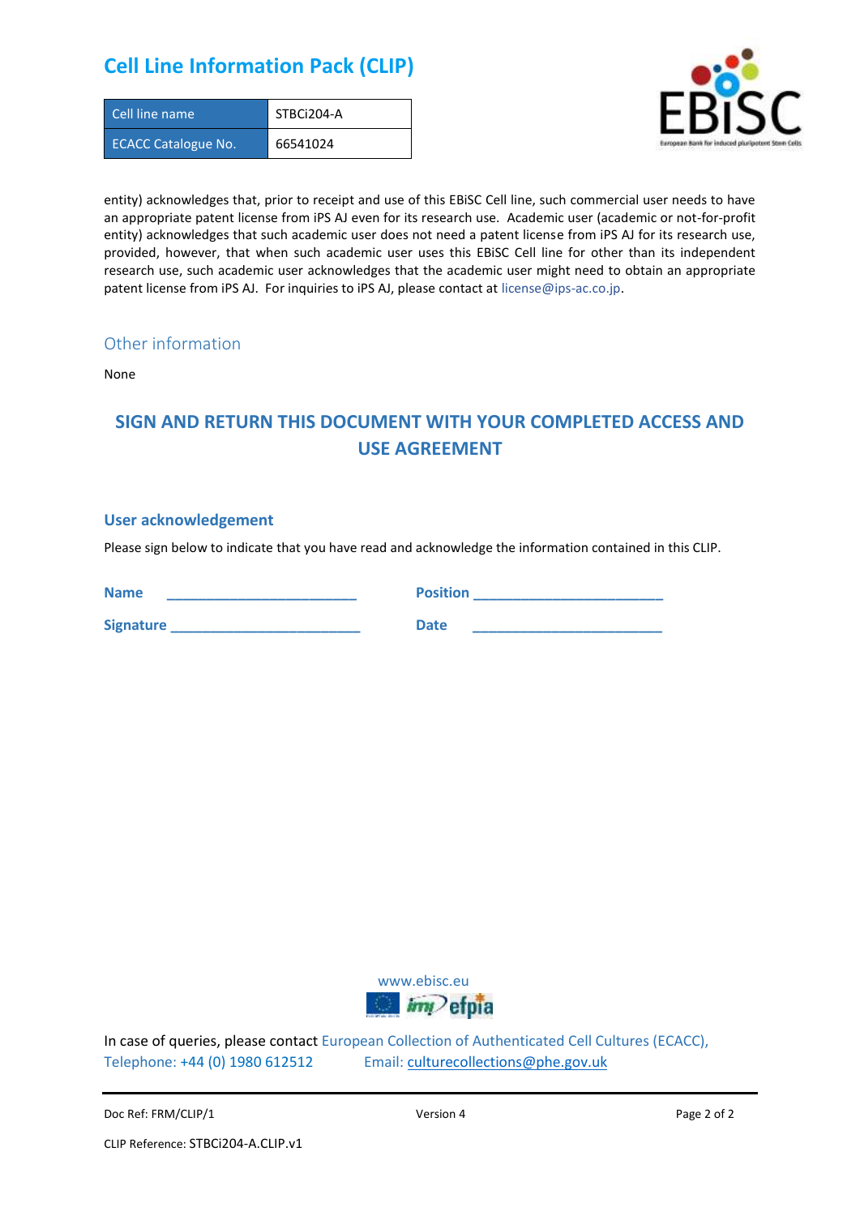# Cell Line Information Pack (CLIP)

| | |
|---|---|
| Cell line name | STBCi204-A |
| ECACC Catalogue No. | 66541024 |

entity) acknowledges that, prior to receipt and use of this EBiSC Cell line, such commercial user needs to have an appropriate patent license from iPS AJ even for its research use. Academic user (academic or not-for-profit entity) acknowledges that such academic user does not need a patent license from iPS AJ for its research use, provided, however, that when such academic user uses this EBiSC Cell line for other than its independent research use, such academic user acknowledges that the academic user might need to obtain an appropriate patent license from iPS AJ. For inquiries to iPS AJ, please contact at license@ips-ac.co.jp.

## Other information

None

## SIGN AND RETURN THIS DOCUMENT WITH YOUR COMPLETED ACCESS AND USE AGREEMENT

### User acknowledgement

Please sign below to indicate that you have read and acknowledge the information contained in this CLIP.

**Name** ________________________ **Position** ________________________

**Signature** ________________________ **Date** ________________________

www.ebisc.eu

In case of queries, please contact European Collection of Authenticated Cell Cultures (ECACC), Telephone: +44 (0) 1980 612512 Email: culturecollections@phe.gov.uk

Doc Ref: FRM/CLIP/1 Version 4

CLIP Reference: STBCi204-A.CLIP.v1